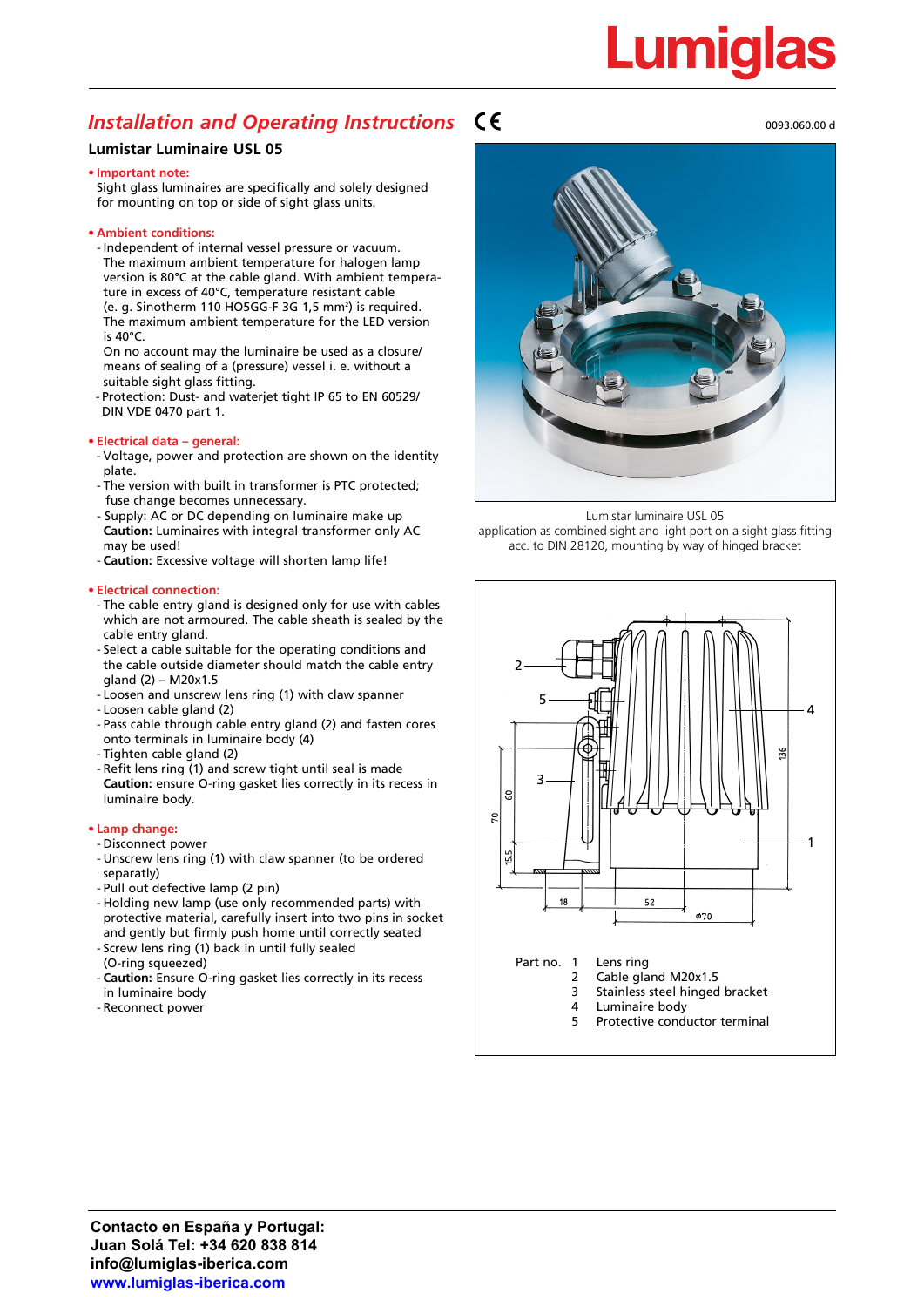# Lumiglas

## *Installation and Operating Instructions* CE

0093.060.00 d

### Lumistar Luminaire USL 05

**• Important note:**
Sight glass luminaires are specifically and solely designed for mounting on top or side of sight glass units.

**• Ambient conditions:**
- Independent of internal vessel pressure or vacuum. The maximum ambient temperature for halogen lamp version is 80°C at the cable gland. With ambient temperature in excess of 40°C, temperature resistant cable (e. g. Sinotherm 110 HO5GG-F 3G 1,5 mm²) is required. The maximum ambient temperature for the LED version is 40°C.
  On no account may the luminaire be used as a closure/ means of sealing of a (pressure) vessel i. e. without a suitable sight glass fitting.
- Protection: Dust- and waterjet tight IP 65 to EN 60529/ DIN VDE 0470 part 1.

**• Electrical data – general:**
- Voltage, power and protection are shown on the identity plate.
- The version with built in transformer is PTC protected; fuse change becomes unnecessary.
- Supply: AC or DC depending on luminaire make up
  **Caution:** Luminaires with integral transformer only AC may be used!
- **Caution:** Excessive voltage will shorten lamp life!

**• Electrical connection:**
- The cable entry gland is designed only for use with cables which are not armoured. The cable sheath is sealed by the cable entry gland.
- Select a cable suitable for the operating conditions and the cable outside diameter should match the cable entry gland (2) – M20x1.5
- Loosen and unscrew lens ring (1) with claw spanner
- Loosen cable gland (2)
- Pass cable through cable entry gland (2) and fasten cores onto terminals in luminaire body (4)
- Tighten cable gland (2)
- Refit lens ring (1) and screw tight until seal is made
  **Caution:** ensure O-ring gasket lies correctly in its recess in luminaire body.

**• Lamp change:**
- Disconnect power
- Unscrew lens ring (1) with claw spanner (to be ordered separately)
- Pull out defective lamp (2 pin)
- Holding new lamp (use only recommended parts) with protective material, carefully insert into two pins in socket and gently but firmly push home until correctly seated
- Screw lens ring (1) back in until fully sealed (O-ring squeezed)
- **Caution:** Ensure O-ring gasket lies correctly in its recess in luminaire body
- Reconnect power

Lumistar luminaire USL 05
application as combined sight and light port on a sight glass fitting acc. to DIN 28120, mounting by way of hinged bracket

2
5
4
3
1
136
70
60
15.5
18
52
⌀70

| Part no. | | |
|---|---|---|
| | 1 | Lens ring |
| | 2 | Cable gland M20x1.5 |
| | 3 | Stainless steel hinged bracket |
| | 4 | Luminaire body |
| | 5 | Protective conductor terminal |

**Contacto en España y Portugal:**
**Juan Solá Tel: +34 620 838 814**
**info@lumiglas-iberica.com**
**www.lumiglas-iberica.com**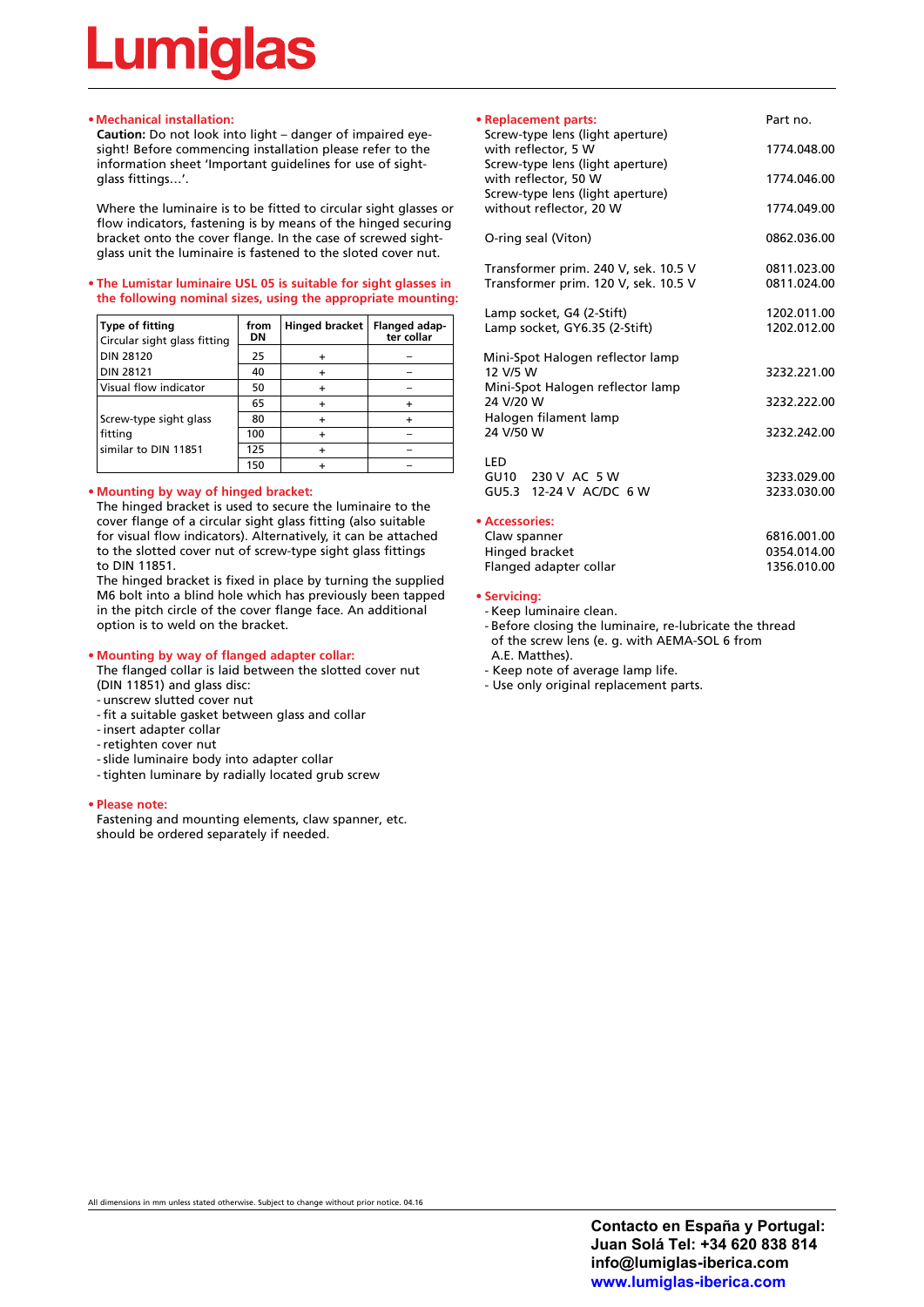# Lumiglas

- **Mechanical installation:**

**Caution:** Do not look into light – danger of impaired eyesight! Before commencing installation please refer to the information sheet 'Important guidelines for use of sight-glass fittings…'.

Where the luminaire is to be fitted to circular sight glasses or flow indicators, fastening is by means of the hinged securing bracket onto the cover flange. In the case of screwed sight-glass unit the luminaire is fastened to the slotted cover nut.

- **The Lumistar luminaire USL 05 is suitable for sight glasses in the following nominal sizes, using the appropriate mounting:**

| Type of fitting<br>Circular sight glass fitting | from DN | Hinged bracket | Flanged adapter collar |
|---|---|---|---|
| DIN 28120 | 25 | + | – |
| DIN 28121 | 40 | + | – |
| Visual flow indicator | 50 | + | – |
| Screw-type sight glass fitting similar to DIN 11851 | 65 | + | + |
| | 80 | + | + |
| | 100 | + | – |
| | 125 | + | – |
| | 150 | + | – |

- **Mounting by way of hinged bracket:**

The hinged bracket is used to secure the luminaire to the cover flange of a circular sight glass fitting (also suitable for visual flow indicators). Alternatively, it can be attached to the slotted cover nut of screw-type sight glass fittings to DIN 11851.
The hinged bracket is fixed in place by turning the supplied M6 bolt into a blind hole which has previously been tapped in the pitch circle of the cover flange face. An additional option is to weld on the bracket.

- **Mounting by way of flanged adapter collar:**

The flanged collar is laid between the slotted cover nut (DIN 11851) and glass disc:
- unscrew slutted cover nut
- fit a suitable gasket between glass and collar
- insert adapter collar
- retighten cover nut
- slide luminaire body into adapter collar
- tighten luminare by radially located grub screw

- **Please note:**

Fastening and mounting elements, claw spanner, etc. should be ordered separately if needed.

- **Replacement parts:**

| | Part no. |
|---|---|
| Screw-type lens (light aperture) with reflector, 5 W | 1774.048.00 |
| Screw-type lens (light aperture) with reflector, 50 W | 1774.046.00 |
| Screw-type lens (light aperture) without reflector, 20 W | 1774.049.00 |
| O-ring seal (Viton) | 0862.036.00 |
| Transformer prim. 240 V, sek. 10.5 V | 0811.023.00 |
| Transformer prim. 120 V, sek. 10.5 V | 0811.024.00 |
| Lamp socket, G4 (2-Stift) | 1202.011.00 |
| Lamp socket, GY6.35 (2-Stift) | 1202.012.00 |
| Mini-Spot Halogen reflector lamp 12 V/5 W | 3232.221.00 |
| Mini-Spot Halogen reflector lamp 24 V/20 W | 3232.222.00 |
| Halogen filament lamp 24 V/50 W | 3232.242.00 |
| LED GU10 230 V AC 5 W | 3233.029.00 |
| GU5.3 12-24 V AC/DC 6 W | 3233.030.00 |

- **Accessories:**

| | |
|---|---|
| Claw spanner | 6816.001.00 |
| Hinged bracket | 0354.014.00 |
| Flanged adapter collar | 1356.010.00 |

- **Servicing:**
- Keep luminaire clean.
- Before closing the luminaire, re-lubricate the thread of the screw lens (e. g. with AEMA-SOL 6 from A.E. Matthes).
- Keep note of average lamp life.
- Use only original replacement parts.

All dimensions in mm unless stated otherwise. Subject to change without prior notice. 04.16

**Contacto en España y Portugal:**
**Juan Solá Tel: +34 620 838 814**
**info@lumiglas-iberica.com**
**www.lumiglas-iberica.com**